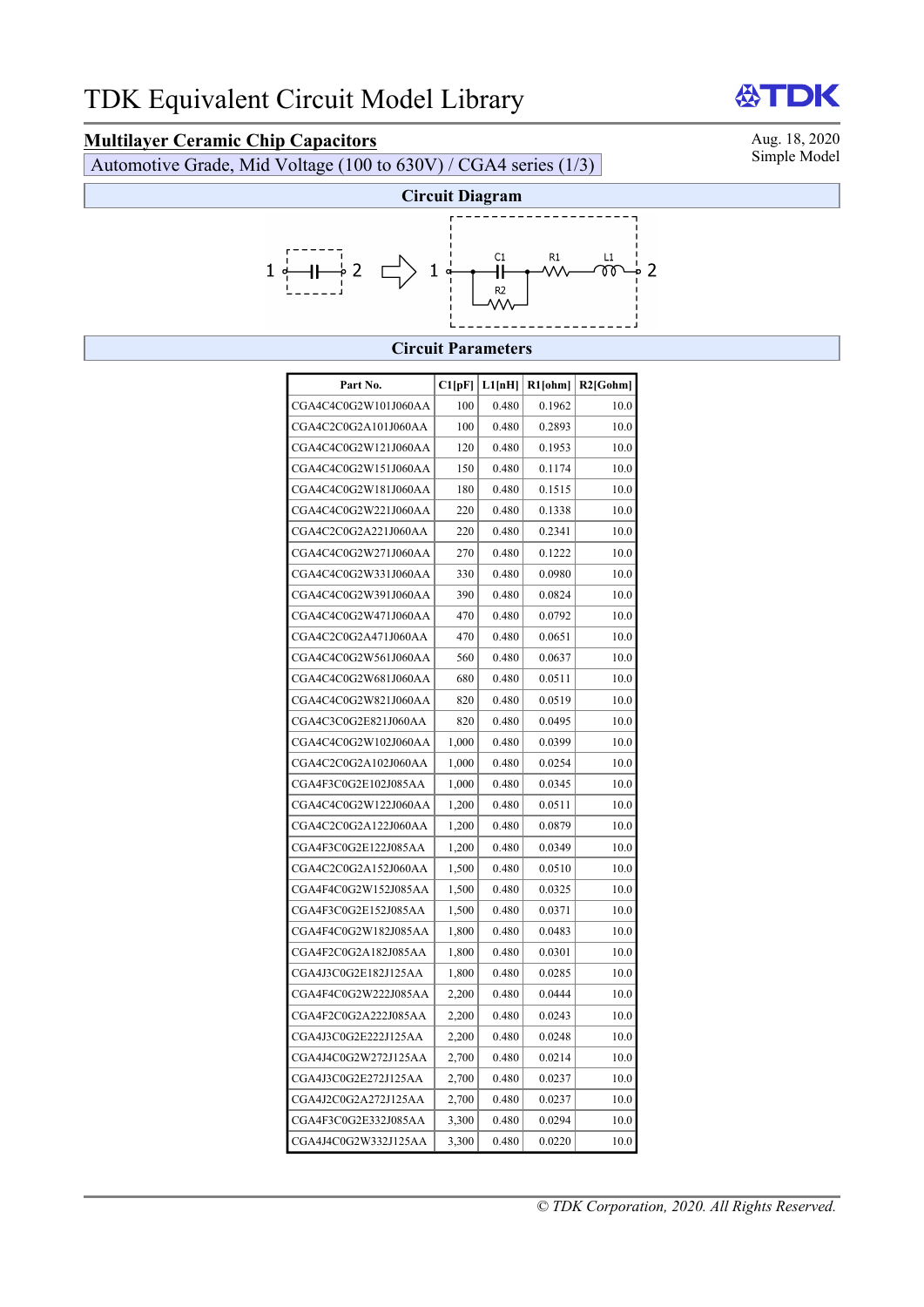# TDK Equivalent Circuit Model Library

**Multilayer Ceramic Chip Capacitors**

Automotive Grade, Mid Voltage (100 to 630V) / CGA4 series (1/3)

Aug. 18, 2020
Simple Model

## Circuit Diagram

1 —| |— 2 ⇨ 1 — C1 — R1 — L1 — 2 (R2 in parallel with C1)

## Circuit Parameters

| Part No. | C1[pF] | L1[nH] | R1[ohm] | R2[Gohm] |
|---|---|---|---|---|
| CGA4C4C0G2W101J060AA | 100 | 0.480 | 0.1962 | 10.0 |
| CGA4C2C0G2A101J060AA | 100 | 0.480 | 0.2893 | 10.0 |
| CGA4C4C0G2W121J060AA | 120 | 0.480 | 0.1953 | 10.0 |
| CGA4C4C0G2W151J060AA | 150 | 0.480 | 0.1174 | 10.0 |
| CGA4C4C0G2W181J060AA | 180 | 0.480 | 0.1515 | 10.0 |
| CGA4C4C0G2W221J060AA | 220 | 0.480 | 0.1338 | 10.0 |
| CGA4C2C0G2A221J060AA | 220 | 0.480 | 0.2341 | 10.0 |
| CGA4C4C0G2W271J060AA | 270 | 0.480 | 0.1222 | 10.0 |
| CGA4C4C0G2W331J060AA | 330 | 0.480 | 0.0980 | 10.0 |
| CGA4C4C0G2W391J060AA | 390 | 0.480 | 0.0824 | 10.0 |
| CGA4C4C0G2W471J060AA | 470 | 0.480 | 0.0792 | 10.0 |
| CGA4C2C0G2A471J060AA | 470 | 0.480 | 0.0651 | 10.0 |
| CGA4C4C0G2W561J060AA | 560 | 0.480 | 0.0637 | 10.0 |
| CGA4C4C0G2W681J060AA | 680 | 0.480 | 0.0511 | 10.0 |
| CGA4C4C0G2W821J060AA | 820 | 0.480 | 0.0519 | 10.0 |
| CGA4C3C0G2E821J060AA | 820 | 0.480 | 0.0495 | 10.0 |
| CGA4C4C0G2W102J060AA | 1,000 | 0.480 | 0.0399 | 10.0 |
| CGA4C2C0G2A102J060AA | 1,000 | 0.480 | 0.0254 | 10.0 |
| CGA4F3C0G2E102J085AA | 1,000 | 0.480 | 0.0345 | 10.0 |
| CGA4C4C0G2W122J060AA | 1,200 | 0.480 | 0.0511 | 10.0 |
| CGA4C2C0G2A122J060AA | 1,200 | 0.480 | 0.0879 | 10.0 |
| CGA4F3C0G2E122J085AA | 1,200 | 0.480 | 0.0349 | 10.0 |
| CGA4C2C0G2A152J060AA | 1,500 | 0.480 | 0.0510 | 10.0 |
| CGA4F4C0G2W152J085AA | 1,500 | 0.480 | 0.0325 | 10.0 |
| CGA4F3C0G2E152J085AA | 1,500 | 0.480 | 0.0371 | 10.0 |
| CGA4F4C0G2W182J085AA | 1,800 | 0.480 | 0.0483 | 10.0 |
| CGA4F2C0G2A182J085AA | 1,800 | 0.480 | 0.0301 | 10.0 |
| CGA4J3C0G2E182J125AA | 1,800 | 0.480 | 0.0285 | 10.0 |
| CGA4F4C0G2W222J085AA | 2,200 | 0.480 | 0.0444 | 10.0 |
| CGA4F2C0G2A222J085AA | 2,200 | 0.480 | 0.0243 | 10.0 |
| CGA4J3C0G2E222J125AA | 2,200 | 0.480 | 0.0248 | 10.0 |
| CGA4J4C0G2W272J125AA | 2,700 | 0.480 | 0.0214 | 10.0 |
| CGA4J3C0G2E272J125AA | 2,700 | 0.480 | 0.0237 | 10.0 |
| CGA4J2C0G2A272J125AA | 2,700 | 0.480 | 0.0237 | 10.0 |
| CGA4F3C0G2E332J085AA | 3,300 | 0.480 | 0.0294 | 10.0 |
| CGA4J4C0G2W332J125AA | 3,300 | 0.480 | 0.0220 | 10.0 |

© TDK Corporation, 2020. All Rights Reserved.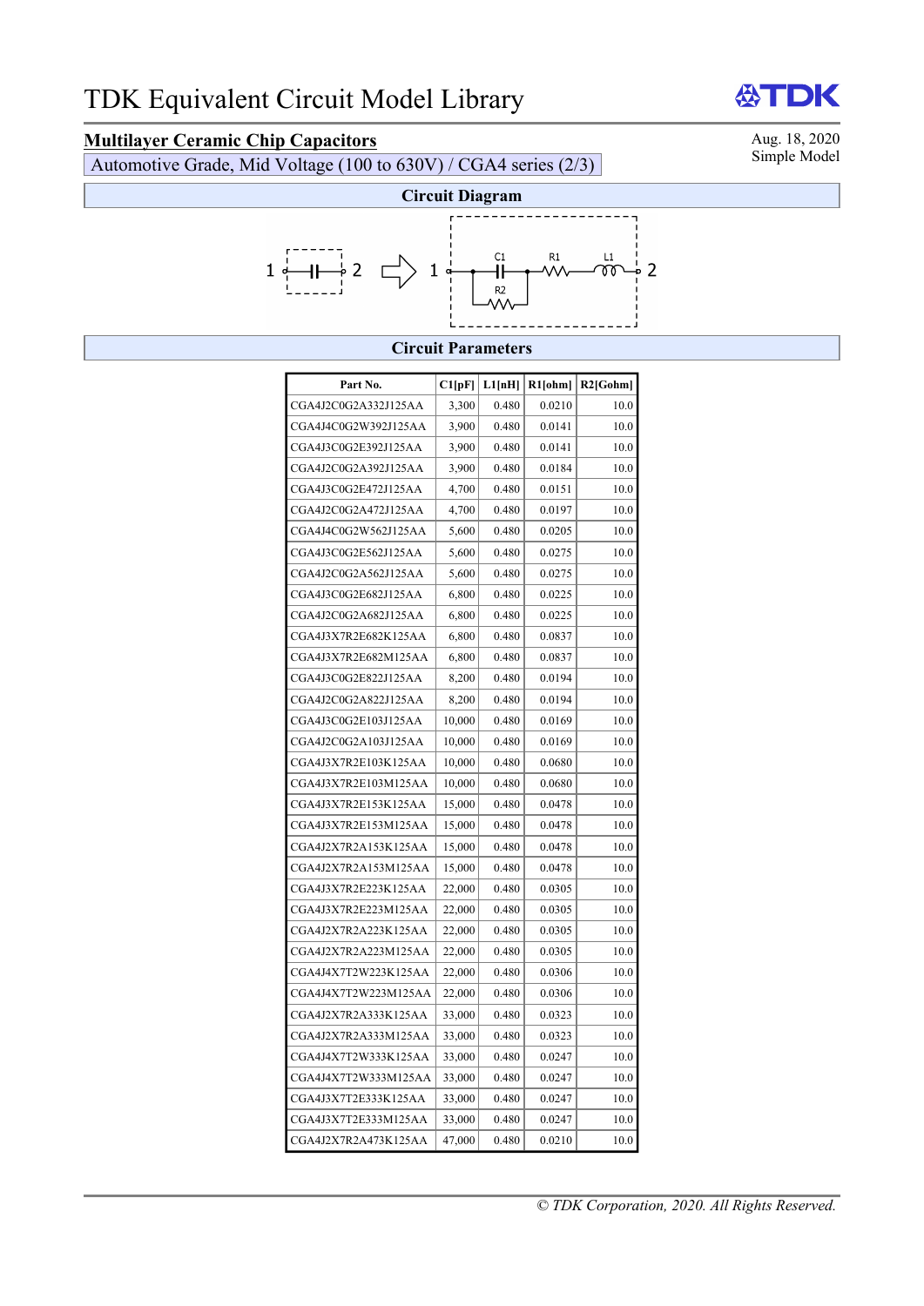# TDK Equivalent Circuit Model Library

## Multilayer Ceramic Chip Capacitors

Automotive Grade, Mid Voltage (100 to 630V) / CGA4 series (2/3)

Aug. 18, 2020
Simple Model

### Circuit Diagram

### Circuit Parameters

| Part No. | C1[pF] | L1[nH] | R1[ohm] | R2[Gohm] |
|---|---|---|---|---|
| CGA4J2C0G2A332J125AA | 3,300 | 0.480 | 0.0210 | 10.0 |
| CGA4J4C0G2W392J125AA | 3,900 | 0.480 | 0.0141 | 10.0 |
| CGA4J3C0G2E392J125AA | 3,900 | 0.480 | 0.0141 | 10.0 |
| CGA4J2C0G2A392J125AA | 3,900 | 0.480 | 0.0184 | 10.0 |
| CGA4J3C0G2E472J125AA | 4,700 | 0.480 | 0.0151 | 10.0 |
| CGA4J2C0G2A472J125AA | 4,700 | 0.480 | 0.0197 | 10.0 |
| CGA4J4C0G2W562J125AA | 5,600 | 0.480 | 0.0205 | 10.0 |
| CGA4J3C0G2E562J125AA | 5,600 | 0.480 | 0.0275 | 10.0 |
| CGA4J2C0G2A562J125AA | 5,600 | 0.480 | 0.0275 | 10.0 |
| CGA4J3C0G2E682J125AA | 6,800 | 0.480 | 0.0225 | 10.0 |
| CGA4J2C0G2A682J125AA | 6,800 | 0.480 | 0.0225 | 10.0 |
| CGA4J3X7R2E682K125AA | 6,800 | 0.480 | 0.0837 | 10.0 |
| CGA4J3X7R2E682M125AA | 6,800 | 0.480 | 0.0837 | 10.0 |
| CGA4J3C0G2E822J125AA | 8,200 | 0.480 | 0.0194 | 10.0 |
| CGA4J2C0G2A822J125AA | 8,200 | 0.480 | 0.0194 | 10.0 |
| CGA4J3C0G2E103J125AA | 10,000 | 0.480 | 0.0169 | 10.0 |
| CGA4J2C0G2A103J125AA | 10,000 | 0.480 | 0.0169 | 10.0 |
| CGA4J3X7R2E103K125AA | 10,000 | 0.480 | 0.0680 | 10.0 |
| CGA4J3X7R2E103M125AA | 10,000 | 0.480 | 0.0680 | 10.0 |
| CGA4J3X7R2E153K125AA | 15,000 | 0.480 | 0.0478 | 10.0 |
| CGA4J3X7R2E153M125AA | 15,000 | 0.480 | 0.0478 | 10.0 |
| CGA4J2X7R2A153K125AA | 15,000 | 0.480 | 0.0478 | 10.0 |
| CGA4J2X7R2A153M125AA | 15,000 | 0.480 | 0.0478 | 10.0 |
| CGA4J3X7R2E223K125AA | 22,000 | 0.480 | 0.0305 | 10.0 |
| CGA4J3X7R2E223M125AA | 22,000 | 0.480 | 0.0305 | 10.0 |
| CGA4J2X7R2A223K125AA | 22,000 | 0.480 | 0.0305 | 10.0 |
| CGA4J2X7R2A223M125AA | 22,000 | 0.480 | 0.0305 | 10.0 |
| CGA4J4X7T2W223K125AA | 22,000 | 0.480 | 0.0306 | 10.0 |
| CGA4J4X7T2W223M125AA | 22,000 | 0.480 | 0.0306 | 10.0 |
| CGA4J2X7R2A333K125AA | 33,000 | 0.480 | 0.0323 | 10.0 |
| CGA4J2X7R2A333M125AA | 33,000 | 0.480 | 0.0323 | 10.0 |
| CGA4J4X7T2W333K125AA | 33,000 | 0.480 | 0.0247 | 10.0 |
| CGA4J4X7T2W333M125AA | 33,000 | 0.480 | 0.0247 | 10.0 |
| CGA4J3X7T2E333K125AA | 33,000 | 0.480 | 0.0247 | 10.0 |
| CGA4J3X7T2E333M125AA | 33,000 | 0.480 | 0.0247 | 10.0 |
| CGA4J2X7R2A473K125AA | 47,000 | 0.480 | 0.0210 | 10.0 |

*© TDK Corporation, 2020. All Rights Reserved.*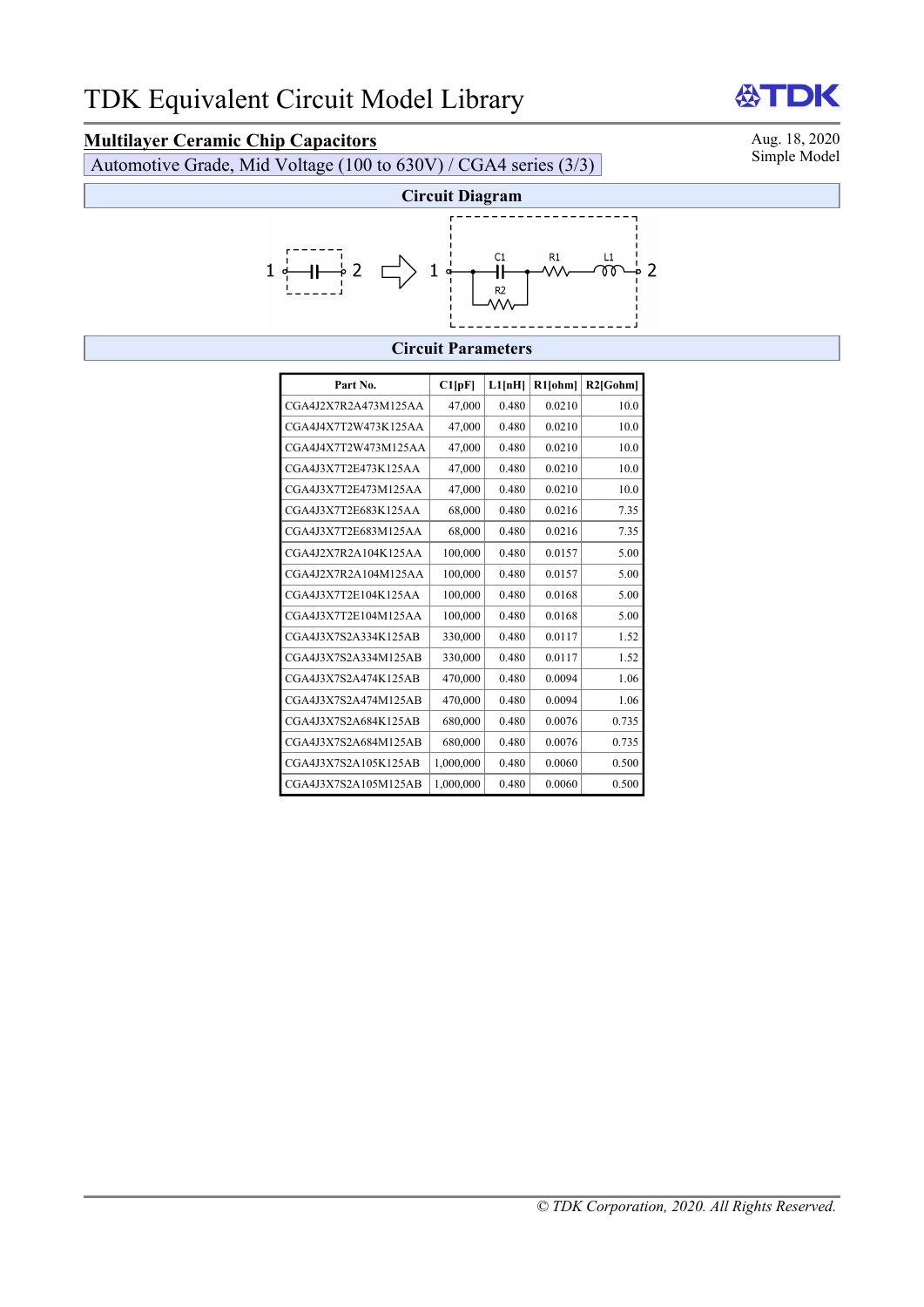# TDK Equivalent Circuit Model Library

## Multilayer Ceramic Chip Capacitors

Automotive Grade, Mid Voltage (100 to 630V) / CGA4 series (3/3)

Aug. 18, 2020
Simple Model

### Circuit Diagram

1 2 1 C1 R1 L1 2
R2

### Circuit Parameters

| Part No. | C1[pF] | L1[nH] | R1[ohm] | R2[Gohm] |
|---|---|---|---|---|
| CGA4J2X7R2A473M125AA | 47,000 | 0.480 | 0.0210 | 10.0 |
| CGA4J4X7T2W473K125AA | 47,000 | 0.480 | 0.0210 | 10.0 |
| CGA4J4X7T2W473M125AA | 47,000 | 0.480 | 0.0210 | 10.0 |
| CGA4J3X7T2E473K125AA | 47,000 | 0.480 | 0.0210 | 10.0 |
| CGA4J3X7T2E473M125AA | 47,000 | 0.480 | 0.0210 | 10.0 |
| CGA4J3X7T2E683K125AA | 68,000 | 0.480 | 0.0216 | 7.35 |
| CGA4J3X7T2E683M125AA | 68,000 | 0.480 | 0.0216 | 7.35 |
| CGA4J2X7R2A104K125AA | 100,000 | 0.480 | 0.0157 | 5.00 |
| CGA4J2X7R2A104M125AA | 100,000 | 0.480 | 0.0157 | 5.00 |
| CGA4J3X7T2E104K125AA | 100,000 | 0.480 | 0.0168 | 5.00 |
| CGA4J3X7T2E104M125AA | 100,000 | 0.480 | 0.0168 | 5.00 |
| CGA4J3X7S2A334K125AB | 330,000 | 0.480 | 0.0117 | 1.52 |
| CGA4J3X7S2A334M125AB | 330,000 | 0.480 | 0.0117 | 1.52 |
| CGA4J3X7S2A474K125AB | 470,000 | 0.480 | 0.0094 | 1.06 |
| CGA4J3X7S2A474M125AB | 470,000 | 0.480 | 0.0094 | 1.06 |
| CGA4J3X7S2A684K125AB | 680,000 | 0.480 | 0.0076 | 0.735 |
| CGA4J3X7S2A684M125AB | 680,000 | 0.480 | 0.0076 | 0.735 |
| CGA4J3X7S2A105K125AB | 1,000,000 | 0.480 | 0.0060 | 0.500 |
| CGA4J3X7S2A105M125AB | 1,000,000 | 0.480 | 0.0060 | 0.500 |

*© TDK Corporation, 2020. All Rights Reserved.*